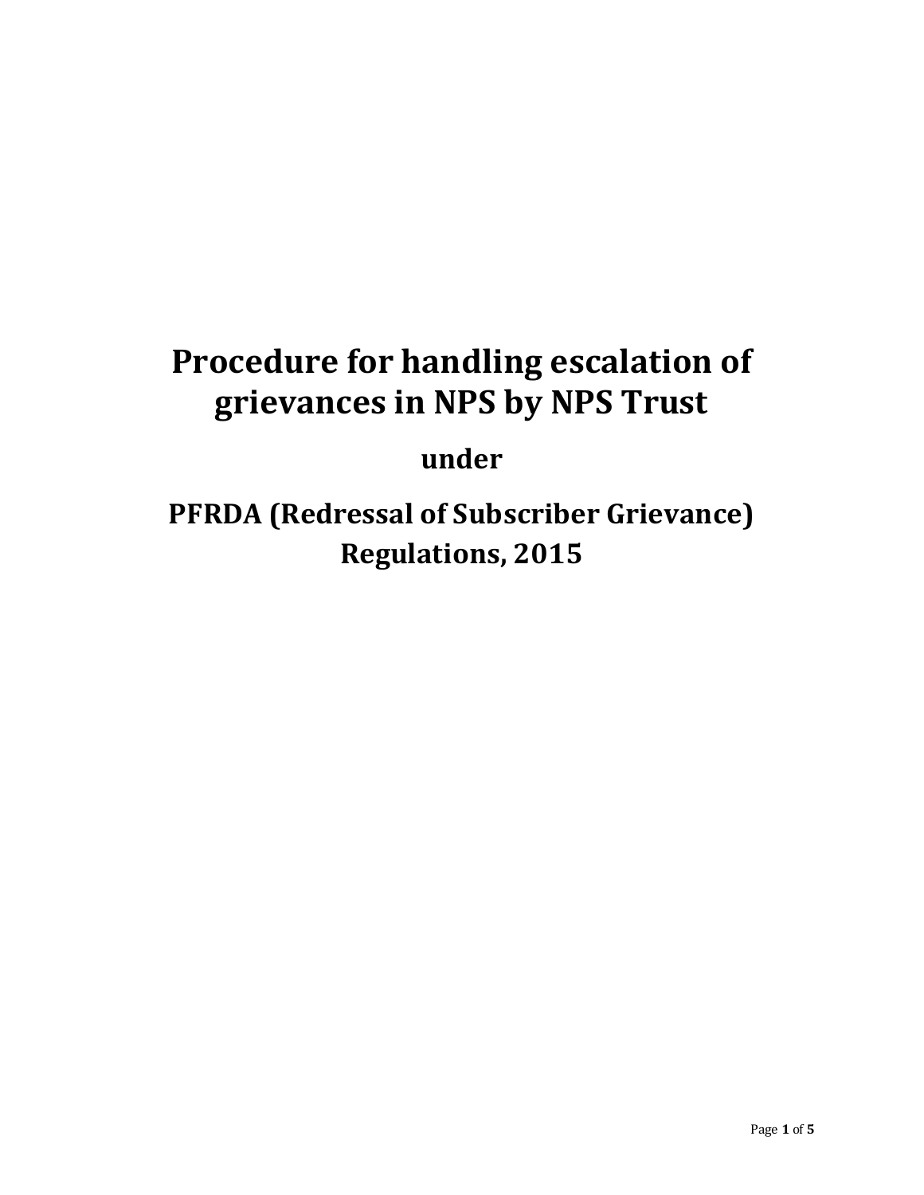# Procedure for handling escalation of grievances in NPS by NPS Trust

## under

## PFRDA (Redressal of Subscriber Grievance) Regulations, 2015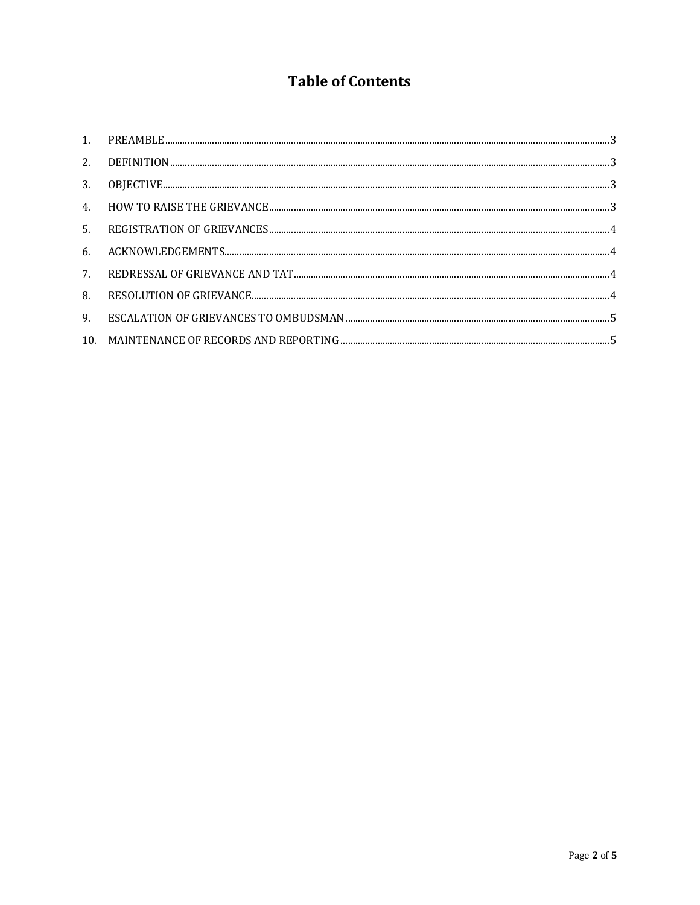# Table of Contents

1. PREAMBLE ........................................................................ 3
2. DEFINITION ........................................................................ 3
3. OBJECTIVE ........................................................................ 3
4. HOW TO RAISE THE GRIEVANCE ........................................................................ 3
5. REGISTRATION OF GRIEVANCES ........................................................................ 4
6. ACKNOWLEDGEMENTS ........................................................................ 4
7. REDRESSAL OF GRIEVANCE AND TAT ........................................................................ 4
8. RESOLUTION OF GRIEVANCE ........................................................................ 4
9. ESCALATION OF GRIEVANCES TO OMBUDSMAN ........................................................................ 5
10. MAINTENANCE OF RECORDS AND REPORTING ........................................................................ 5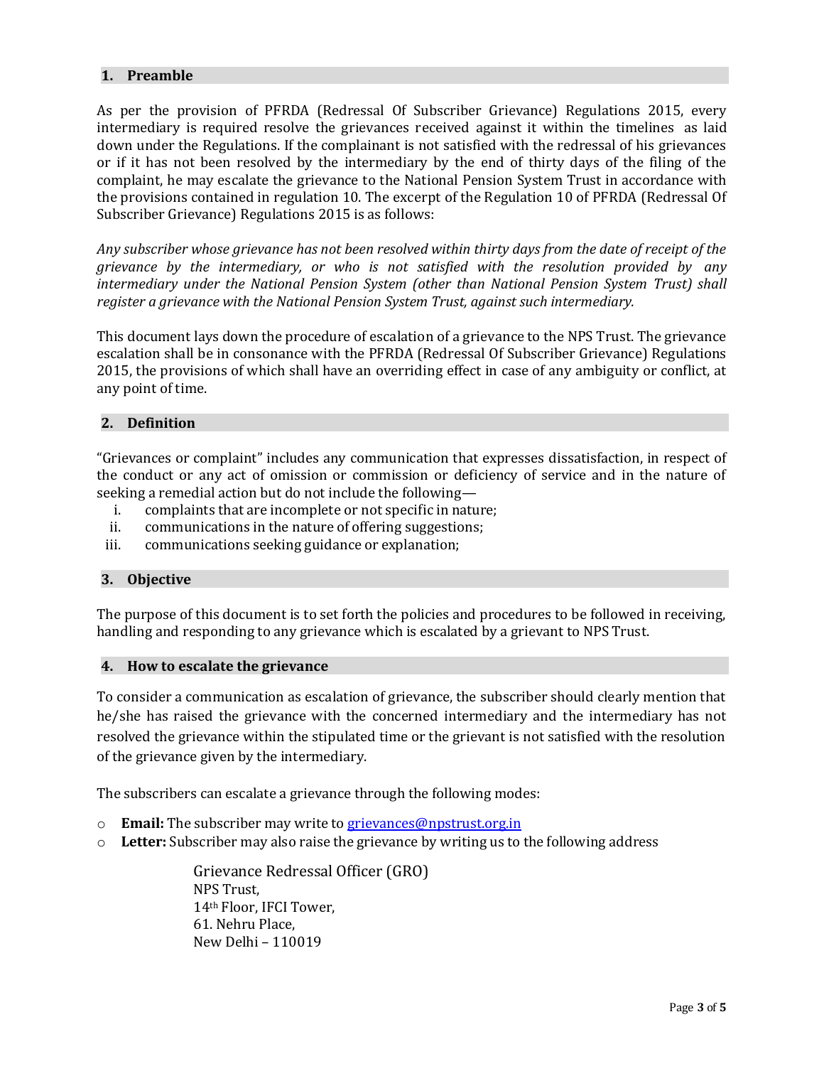## 1. Preamble

As per the provision of PFRDA (Redressal Of Subscriber Grievance) Regulations 2015, every intermediary is required resolve the grievances received against it within the timelines as laid down under the Regulations. If the complainant is not satisfied with the redressal of his grievances or if it has not been resolved by the intermediary by the end of thirty days of the filing of the complaint, he may escalate the grievance to the National Pension System Trust in accordance with the provisions contained in regulation 10. The excerpt of the Regulation 10 of PFRDA (Redressal Of Subscriber Grievance) Regulations 2015 is as follows:

*Any subscriber whose grievance has not been resolved within thirty days from the date of receipt of the grievance by the intermediary, or who is not satisfied with the resolution provided by any intermediary under the National Pension System (other than National Pension System Trust) shall register a grievance with the National Pension System Trust, against such intermediary.*

This document lays down the procedure of escalation of a grievance to the NPS Trust. The grievance escalation shall be in consonance with the PFRDA (Redressal Of Subscriber Grievance) Regulations 2015, the provisions of which shall have an overriding effect in case of any ambiguity or conflict, at any point of time.

## 2. Definition

"Grievances or complaint" includes any communication that expresses dissatisfaction, in respect of the conduct or any act of omission or commission or deficiency of service and in the nature of seeking a remedial action but do not include the following—

i. complaints that are incomplete or not specific in nature;
ii. communications in the nature of offering suggestions;
iii. communications seeking guidance or explanation;

## 3. Objective

The purpose of this document is to set forth the policies and procedures to be followed in receiving, handling and responding to any grievance which is escalated by a grievant to NPS Trust.

## 4. How to escalate the grievance

To consider a communication as escalation of grievance, the subscriber should clearly mention that he/she has raised the grievance with the concerned intermediary and the intermediary has not resolved the grievance within the stipulated time or the grievant is not satisfied with the resolution of the grievance given by the intermediary.

The subscribers can escalate a grievance through the following modes:

- **Email:** The subscriber may write to grievances@npstrust.org.in
- **Letter:** Subscriber may also raise the grievance by writing us to the following address

  Grievance Redressal Officer (GRO)
  NPS Trust,
  14th Floor, IFCI Tower,
  61. Nehru Place,
  New Delhi – 110019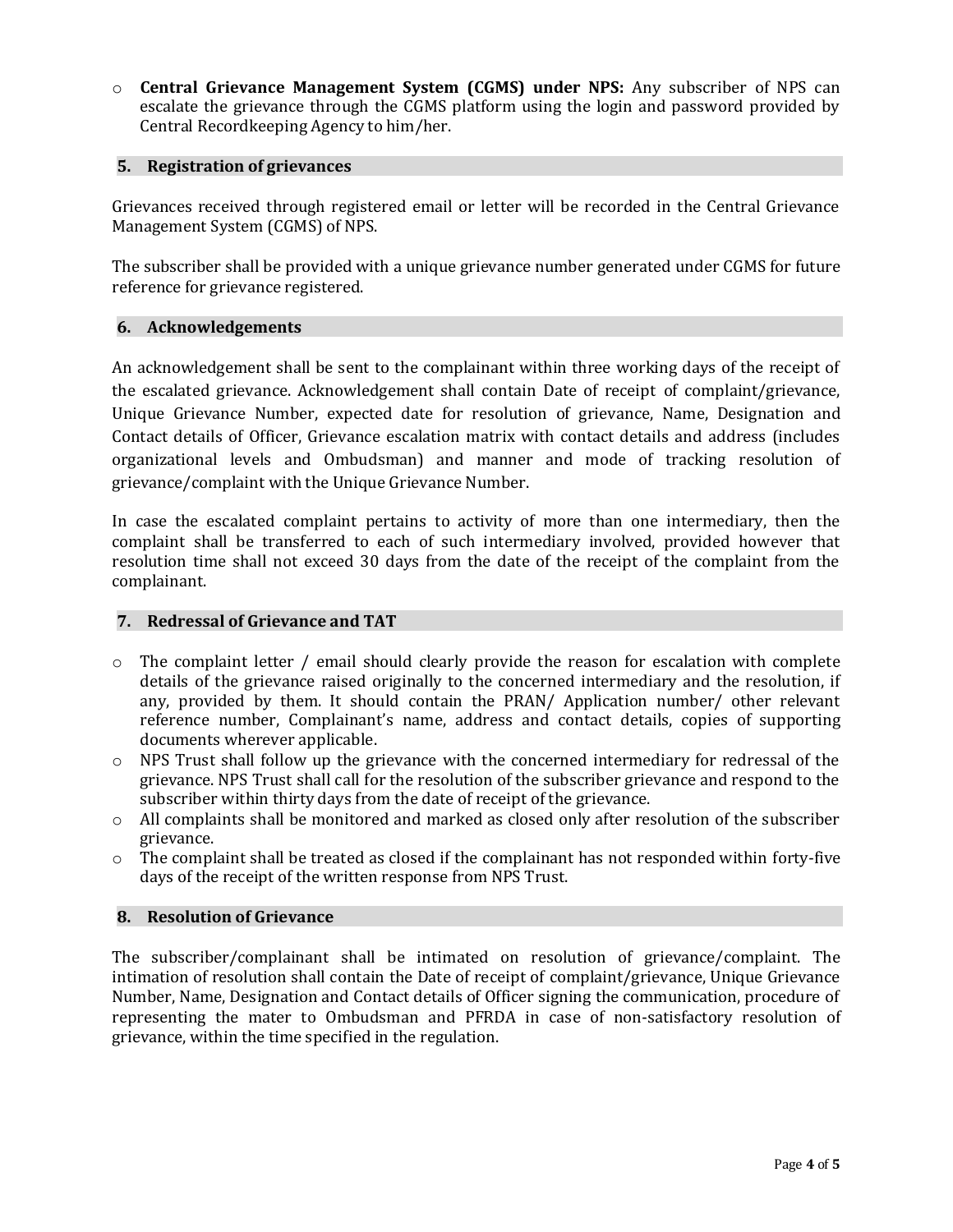- **Central Grievance Management System (CGMS) under NPS:** Any subscriber of NPS can escalate the grievance through the CGMS platform using the login and password provided by Central Recordkeeping Agency to him/her.

## 5. Registration of grievances

Grievances received through registered email or letter will be recorded in the Central Grievance Management System (CGMS) of NPS.

The subscriber shall be provided with a unique grievance number generated under CGMS for future reference for grievance registered.

## 6. Acknowledgements

An acknowledgement shall be sent to the complainant within three working days of the receipt of the escalated grievance. Acknowledgement shall contain Date of receipt of complaint/grievance, Unique Grievance Number, expected date for resolution of grievance, Name, Designation and Contact details of Officer, Grievance escalation matrix with contact details and address (includes organizational levels and Ombudsman) and manner and mode of tracking resolution of grievance/complaint with the Unique Grievance Number.

In case the escalated complaint pertains to activity of more than one intermediary, then the complaint shall be transferred to each of such intermediary involved, provided however that resolution time shall not exceed 30 days from the date of the receipt of the complaint from the complainant.

## 7. Redressal of Grievance and TAT

- The complaint letter / email should clearly provide the reason for escalation with complete details of the grievance raised originally to the concerned intermediary and the resolution, if any, provided by them. It should contain the PRAN/ Application number/ other relevant reference number, Complainant's name, address and contact details, copies of supporting documents wherever applicable.
- NPS Trust shall follow up the grievance with the concerned intermediary for redressal of the grievance. NPS Trust shall call for the resolution of the subscriber grievance and respond to the subscriber within thirty days from the date of receipt of the grievance.
- All complaints shall be monitored and marked as closed only after resolution of the subscriber grievance.
- The complaint shall be treated as closed if the complainant has not responded within forty-five days of the receipt of the written response from NPS Trust.

## 8. Resolution of Grievance

The subscriber/complainant shall be intimated on resolution of grievance/complaint. The intimation of resolution shall contain the Date of receipt of complaint/grievance, Unique Grievance Number, Name, Designation and Contact details of Officer signing the communication, procedure of representing the mater to Ombudsman and PFRDA in case of non-satisfactory resolution of grievance, within the time specified in the regulation.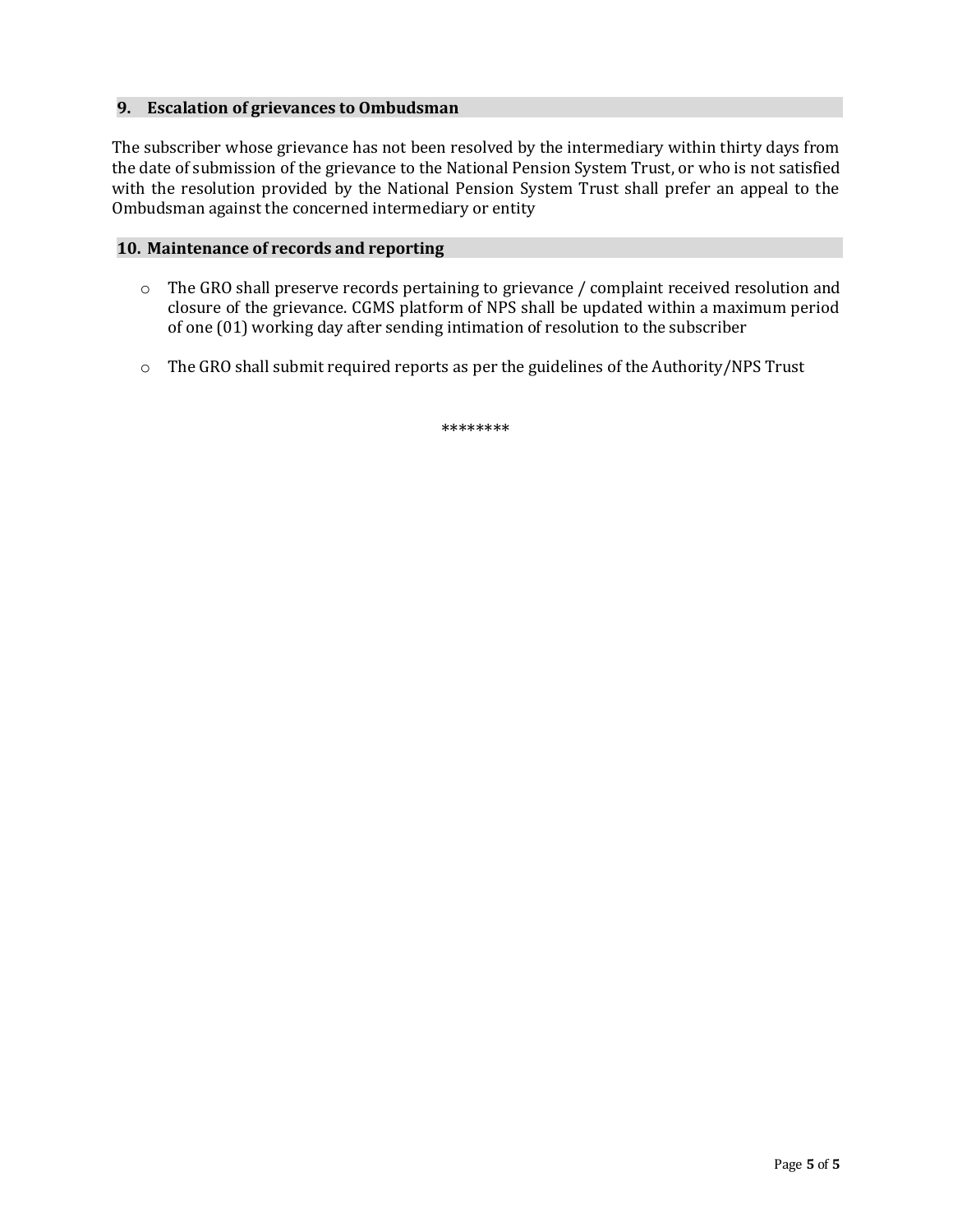## 9. Escalation of grievances to Ombudsman

The subscriber whose grievance has not been resolved by the intermediary within thirty days from the date of submission of the grievance to the National Pension System Trust, or who is not satisfied with the resolution provided by the National Pension System Trust shall prefer an appeal to the Ombudsman against the concerned intermediary or entity

## 10. Maintenance of records and reporting

- The GRO shall preserve records pertaining to grievance / complaint received resolution and closure of the grievance. CGMS platform of NPS shall be updated within a maximum period of one (01) working day after sending intimation of resolution to the subscriber
- The GRO shall submit required reports as per the guidelines of the Authority/NPS Trust

********